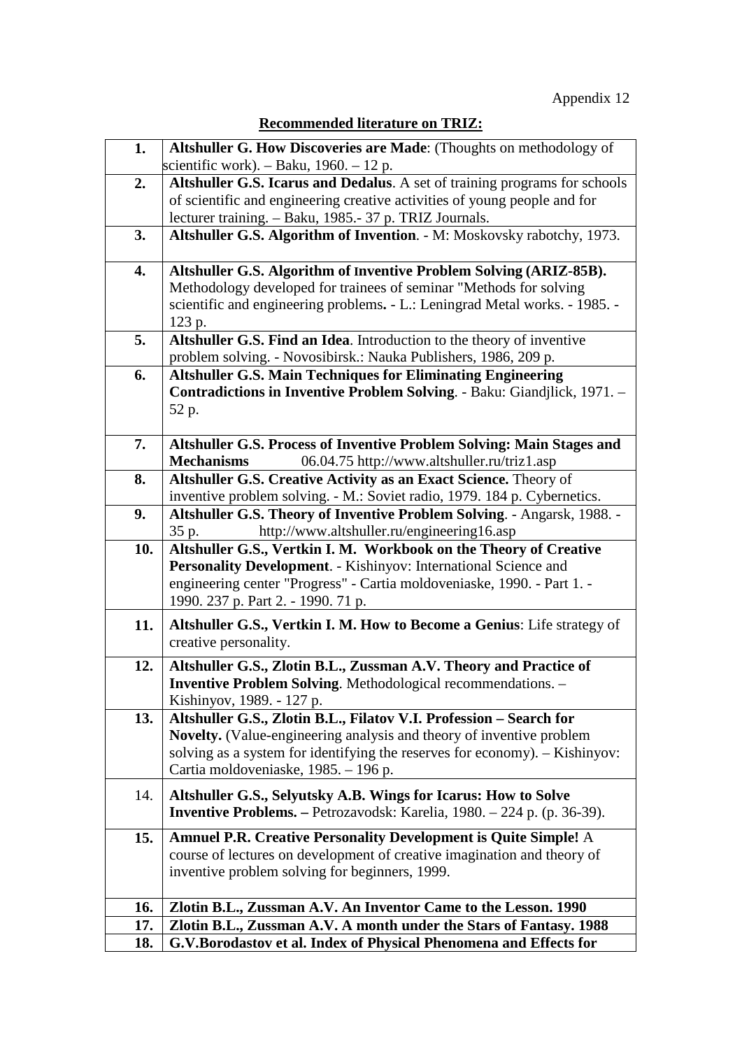Appendix 12

**Recommended literature on TRIZ:**

| | |
|---|---|
| **1.** | **Altshuller G. How Discoveries are Made**: (Thoughts on methodology of scientific work). – Baku, 1960. – 12 p. |
| **2.** | **Altshuller G.S. Icarus and Dedalus**. A set of training programs for schools of scientific and engineering creative activities of young people and for lecturer training. – Baku, 1985.- 37 p. TRIZ Journals. |
| **3.** | **Altshuller G.S. Algorithm of Invention**. - M: Moskovsky rabotchy, 1973. |
| **4.** | **Altshuller G.S. Algorithm of Inventive Problem Solving (ARIZ-85B).** Methodology developed for trainees of seminar "Methods for solving scientific and engineering problems**.** - L.: Leningrad Metal works. - 1985. - 123 p. |
| **5.** | **Altshuller G.S. Find an Idea**. Introduction to the theory of inventive problem solving. - Novosibirsk.: Nauka Publishers, 1986, 209 p. |
| **6.** | **Altshuller G.S. Main Techniques for Eliminating Engineering Contradictions in Inventive Problem Solving**. - Baku: Giandjlick, 1971. – 52 p. |
| **7.** | **Altshuller G.S. Process of Inventive Problem Solving: Main Stages and Mechanisms** 06.04.75 http://www.altshuller.ru/triz1.asp |
| **8.** | **Altshuller G.S. Creative Activity as an Exact Science.** Theory of inventive problem solving. - M.: Soviet radio, 1979. 184 p. Cybernetics. |
| **9.** | **Altshuller G.S. Theory of Inventive Problem Solving**. - Angarsk, 1988. - 35 p. http://www.altshuller.ru/engineering16.asp |
| **10.** | **Altshuller G.S., Vertkin I. M. Workbook on the Theory of Creative Personality Development**. - Kishinyov: International Science and engineering center "Progress" - Cartia moldoveniaske, 1990. - Part 1. - 1990. 237 p. Part 2. - 1990. 71 p. |
| **11.** | **Altshuller G.S., Vertkin I. M. How to Become a Genius**: Life strategy of creative personality. |
| **12.** | **Altshuller G.S., Zlotin B.L., Zussman A.V. Theory and Practice of Inventive Problem Solving**. Methodological recommendations. – Kishinyov, 1989. - 127 p. |
| **13.** | **Altshuller G.S., Zlotin B.L., Filatov V.I. Profession – Search for Novelty.** (Value-engineering analysis and theory of inventive problem solving as a system for identifying the reserves for economy). – Kishinyov: Cartia moldoveniaske, 1985. – 196 p. |
| 14. | **Altshuller G.S., Selyutsky A.B. Wings for Icarus: How to Solve Inventive Problems. –** Petrozavodsk: Karelia, 1980. – 224 p. (p. 36-39). |
| **15.** | **Amnuel P.R. Creative Personality Development is Quite Simple!** A course of lectures on development of creative imagination and theory of inventive problem solving for beginners, 1999. |
| **16.** | **Zlotin B.L., Zussman A.V. An Inventor Came to the Lesson. 1990** |
| **17.** | **Zlotin B.L., Zussman A.V. A month under the Stars of Fantasy. 1988** |
| **18.** | **G.V.Borodastov et al. Index of Physical Phenomena and Effects for** |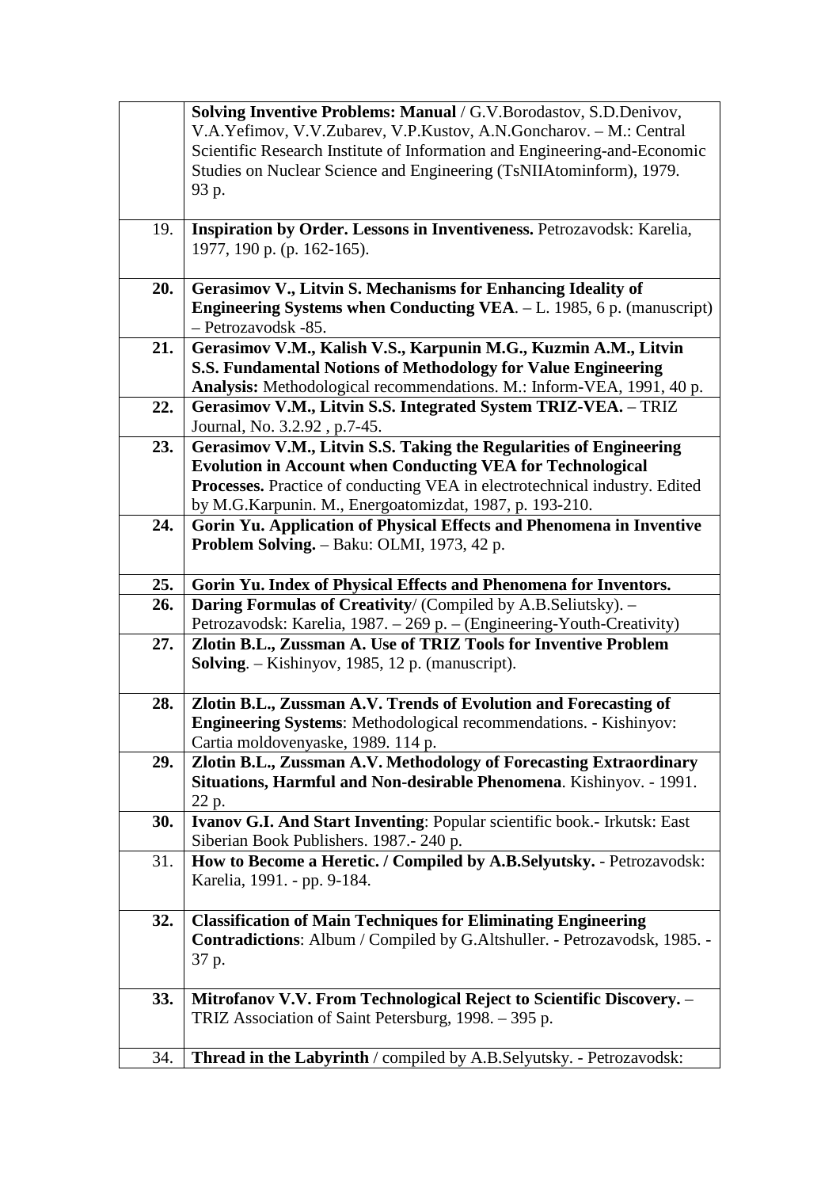| | |
|---|---|
| | **Solving Inventive Problems: Manual** / G.V.Borodastov, S.D.Denivov, V.A.Yefimov, V.V.Zubarev, V.P.Kustov, A.N.Goncharov. – M.: Central Scientific Research Institute of Information and Engineering-and-Economic Studies on Nuclear Science and Engineering (TsNIIAtominform), 1979. 93 p. |
| 19. | **Inspiration by Order. Lessons in Inventiveness.** Petrozavodsk: Karelia, 1977, 190 p. (p. 162-165). |
| **20.** | **Gerasimov V., Litvin S. Mechanisms for Enhancing Ideality of Engineering Systems when Conducting VEA**. – L. 1985, 6 p. (manuscript) – Petrozavodsk -85. |
| **21.** | **Gerasimov V.M., Kalish V.S., Karpunin M.G., Kuzmin A.M., Litvin S.S. Fundamental Notions of Methodology for Value Engineering Analysis:** Methodological recommendations. M.: Inform-VEA, 1991, 40 p. |
| **22.** | **Gerasimov V.M., Litvin S.S. Integrated System TRIZ-VEA.** – TRIZ Journal, No. 3.2.92 , p.7-45. |
| **23.** | **Gerasimov V.M., Litvin S.S. Taking the Regularities of Engineering Evolution in Account when Conducting VEA for Technological Processes.** Practice of conducting VEA in electrotechnical industry. Edited by M.G.Karpunin. M., Energoatomizdat, 1987, p. 193-210. |
| **24.** | **Gorin Yu. Application of Physical Effects and Phenomena in Inventive Problem Solving.** – Baku: OLMI, 1973, 42 p. |
| **25.** | **Gorin Yu. Index of Physical Effects and Phenomena for Inventors.** |
| **26.** | **Daring Formulas of Creativity**/ (Compiled by A.B.Seliutsky). – Petrozavodsk: Karelia, 1987. – 269 p. – (Engineering-Youth-Creativity) |
| **27.** | **Zlotin B.L., Zussman A. Use of TRIZ Tools for Inventive Problem Solving**. – Kishinyov, 1985, 12 p. (manuscript). |
| **28.** | **Zlotin B.L., Zussman A.V. Trends of Evolution and Forecasting of Engineering Systems**: Methodological recommendations. - Kishinyov: Cartia moldovenyaske, 1989. 114 p. |
| **29.** | **Zlotin B.L., Zussman A.V. Methodology of Forecasting Extraordinary Situations, Harmful and Non-desirable Phenomena**. Kishinyov. - 1991. 22 p. |
| **30.** | **Ivanov G.I. And Start Inventing**: Popular scientific book.- Irkutsk: East Siberian Book Publishers. 1987.- 240 p. |
| 31. | **How to Become a Heretic. / Compiled by A.B.Selyutsky.** - Petrozavodsk: Karelia, 1991. - pp. 9-184. |
| **32.** | **Classification of Main Techniques for Eliminating Engineering Contradictions**: Album / Compiled by G.Altshuller. - Petrozavodsk, 1985. - 37 p. |
| **33.** | **Mitrofanov V.V. From Technological Reject to Scientific Discovery.** – TRIZ Association of Saint Petersburg, 1998. – 395 p. |
| 34. | **Thread in the Labyrinth** / compiled by A.B.Selyutsky. - Petrozavodsk: |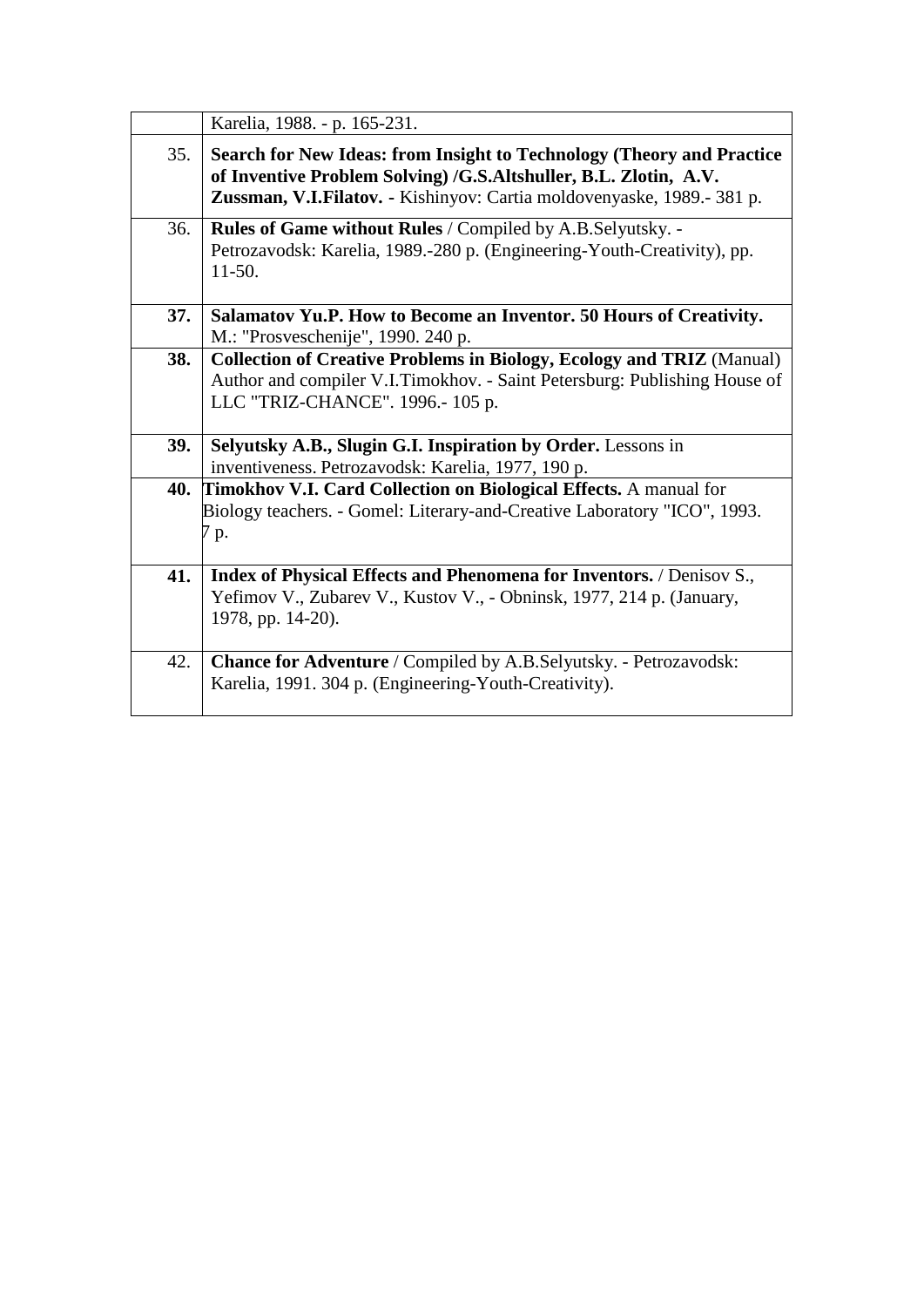| | |
|---|---|
| | Karelia, 1988. - p. 165-231. |
| 35. | **Search for New Ideas: from Insight to Technology (Theory and Practice of Inventive Problem Solving) /G.S.Altshuller, B.L. Zlotin, A.V. Zussman, V.I.Filatov.** - Kishinyov: Cartia moldovenyaske, 1989.- 381 p. |
| 36. | **Rules of Game without Rules** / Compiled by A.B.Selyutsky. - Petrozavodsk: Karelia, 1989.-280 p. (Engineering-Youth-Creativity), pp. 11-50. |
| **37.** | **Salamatov Yu.P. How to Become an Inventor. 50 Hours of Creativity.** M.: "Prosveschenije", 1990. 240 p. |
| **38.** | **Collection of Creative Problems in Biology, Ecology and TRIZ** (Manual) Author and compiler V.I.Timokhov. - Saint Petersburg: Publishing House of LLC "TRIZ-CHANCE". 1996.- 105 p. |
| **39.** | **Selyutsky A.B., Slugin G.I. Inspiration by Order.** Lessons in inventiveness. Petrozavodsk: Karelia, 1977, 190 p. |
| **40.** | **Timokhov V.I. Card Collection on Biological Effects.** A manual for Biology teachers. - Gomel: Literary-and-Creative Laboratory "ICO", 1993. 7 p. |
| **41.** | **Index of Physical Effects and Phenomena for Inventors.** / Denisov S., Yefimov V., Zubarev V., Kustov V., - Obninsk, 1977, 214 p. (January, 1978, pp. 14-20). |
| 42. | **Chance for Adventure** / Compiled by A.B.Selyutsky. - Petrozavodsk: Karelia, 1991. 304 p. (Engineering-Youth-Creativity). |